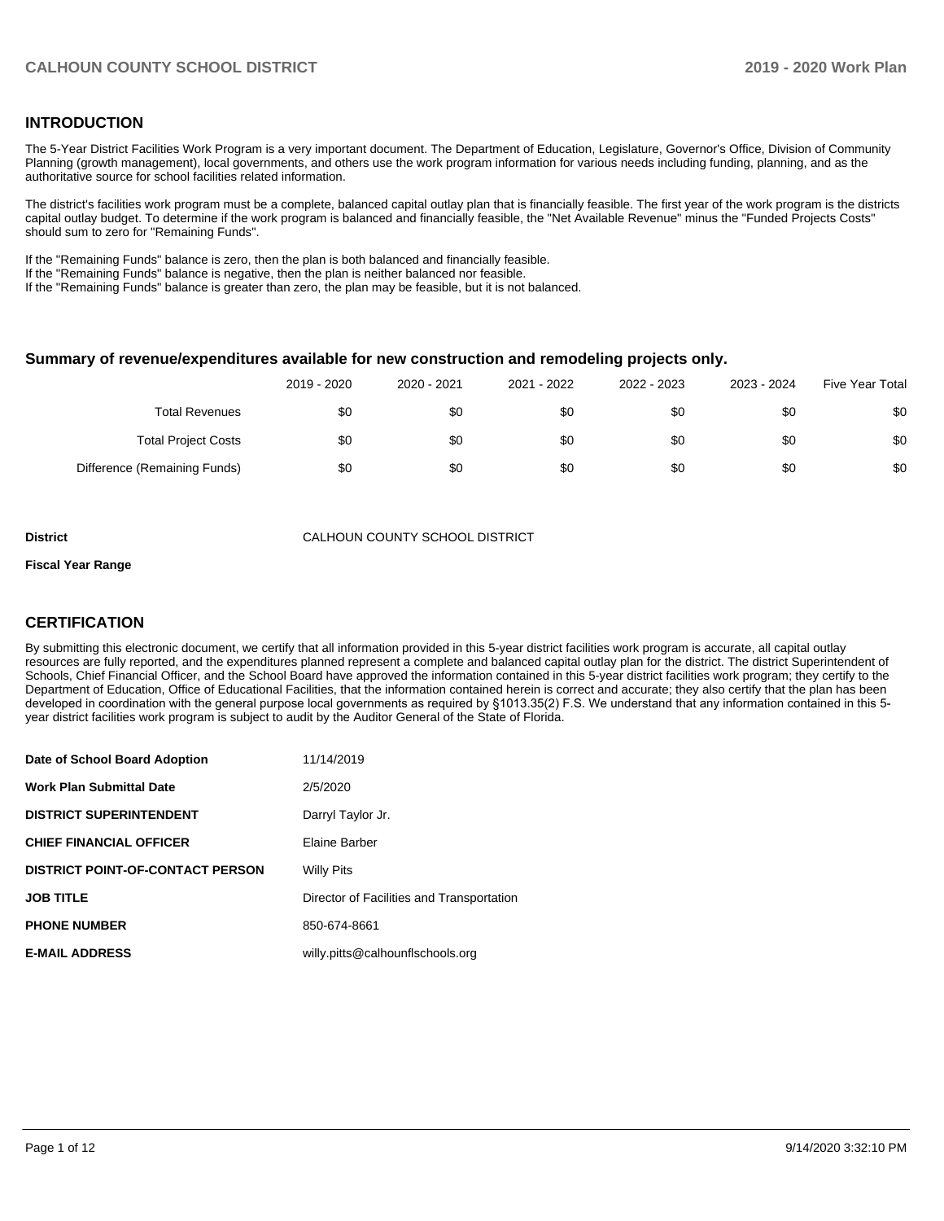## INTRODUCTION

The 5-Year District Facilities Work Program is a very important document. The Department of Education, Legislature, Governor's Office, Division of Community Planning (growth management), local governments, and others use the work program information for various needs including funding, planning, and as the authoritative source for school facilities related information.

The district's facilities work program must be a complete, balanced capital outlay plan that is financially feasible. The first year of the work program is the districts capital outlay budget. To determine if the work program is balanced and financially feasible, the "Net Available Revenue" minus the "Funded Projects Costs" should sum to zero for "Remaining Funds".

If the "Remaining Funds" balance is zero, then the plan is both balanced and financially feasible.
If the "Remaining Funds" balance is negative, then the plan is neither balanced nor feasible.
If the "Remaining Funds" balance is greater than zero, the plan may be feasible, but it is not balanced.

### Summary of revenue/expenditures available for new construction and remodeling projects only.

| | 2019 - 2020 | 2020 - 2021 | 2021 - 2022 | 2022 - 2023 | 2023 - 2024 | Five Year Total |
|---|---|---|---|---|---|---|
| Total Revenues | $0 | $0 | $0 | $0 | $0 | $0 |
| Total Project Costs | $0 | $0 | $0 | $0 | $0 | $0 |
| Difference (Remaining Funds) | $0 | $0 | $0 | $0 | $0 | $0 |

**District** CALHOUN COUNTY SCHOOL DISTRICT

**Fiscal Year Range**

## CERTIFICATION

By submitting this electronic document, we certify that all information provided in this 5-year district facilities work program is accurate, all capital outlay resources are fully reported, and the expenditures planned represent a complete and balanced capital outlay plan for the district. The district Superintendent of Schools, Chief Financial Officer, and the School Board have approved the information contained in this 5-year district facilities work program; they certify to the Department of Education, Office of Educational Facilities, that the information contained herein is correct and accurate; they also certify that the plan has been developed in coordination with the general purpose local governments as required by §1013.35(2) F.S. We understand that any information contained in this 5-year district facilities work program is subject to audit by the Auditor General of the State of Florida.

| | |
|---|---|
| **Date of School Board Adoption** | 11/14/2019 |
| **Work Plan Submittal Date** | 2/5/2020 |
| **DISTRICT SUPERINTENDENT** | Darryl Taylor Jr. |
| **CHIEF FINANCIAL OFFICER** | Elaine Barber |
| **DISTRICT POINT-OF-CONTACT PERSON** | Willy Pits |
| **JOB TITLE** | Director of Facilities and Transportation |
| **PHONE NUMBER** | 850-674-8661 |
| **E-MAIL ADDRESS** | willy.pitts@calhounflschools.org |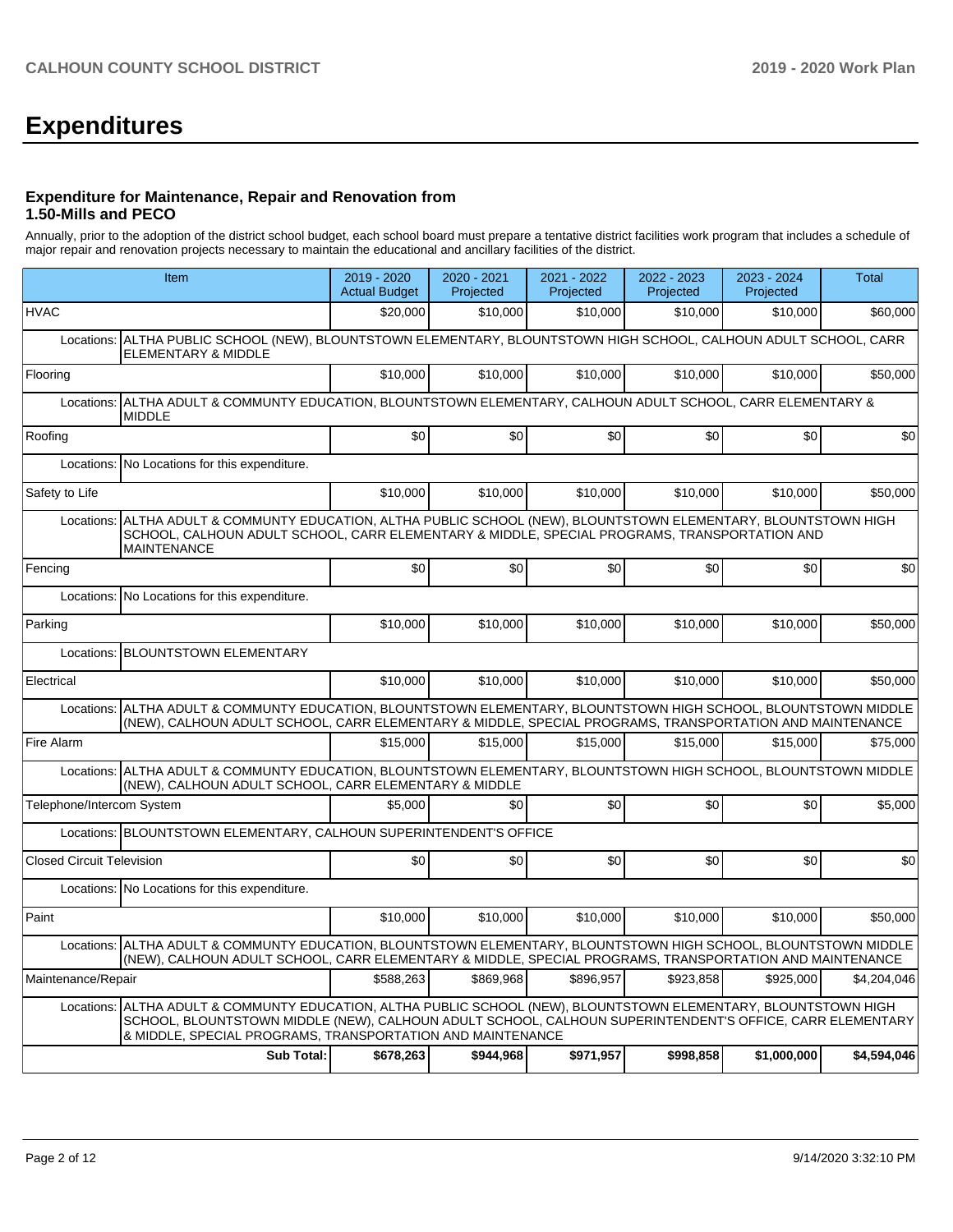# Expenditures

### Expenditure for Maintenance, Repair and Renovation from 1.50-Mills and PECO

Annually, prior to the adoption of the district school budget, each school board must prepare a tentative district facilities work program that includes a schedule of major repair and renovation projects necessary to maintain the educational and ancillary facilities of the district.

| Item | | 2019 - 2020 Actual Budget | 2020 - 2021 Projected | 2021 - 2022 Projected | 2022 - 2023 Projected | 2023 - 2024 Projected | Total |
|---|---|---|---|---|---|---|---|
| HVAC | | $20,000 | $10,000 | $10,000 | $10,000 | $10,000 | $60,000 |
| Locations: | ALTHA PUBLIC SCHOOL (NEW), BLOUNTSTOWN ELEMENTARY, BLOUNTSTOWN HIGH SCHOOL, CALHOUN ADULT SCHOOL, CARR ELEMENTARY & MIDDLE | | | | | | |
| Flooring | | $10,000 | $10,000 | $10,000 | $10,000 | $10,000 | $50,000 |
| Locations: | ALTHA ADULT & COMMUNTY EDUCATION, BLOUNTSTOWN ELEMENTARY, CALHOUN ADULT SCHOOL, CARR ELEMENTARY & MIDDLE | | | | | | |
| Roofing | | $0 | $0 | $0 | $0 | $0 | $0 |
| Locations: | No Locations for this expenditure. | | | | | | |
| Safety to Life | | $10,000 | $10,000 | $10,000 | $10,000 | $10,000 | $50,000 |
| Locations: | ALTHA ADULT & COMMUNTY EDUCATION, ALTHA PUBLIC SCHOOL (NEW), BLOUNTSTOWN ELEMENTARY, BLOUNTSTOWN HIGH SCHOOL, CALHOUN ADULT SCHOOL, CARR ELEMENTARY & MIDDLE, SPECIAL PROGRAMS, TRANSPORTATION AND MAINTENANCE | | | | | | |
| Fencing | | $0 | $0 | $0 | $0 | $0 | $0 |
| Locations: | No Locations for this expenditure. | | | | | | |
| Parking | | $10,000 | $10,000 | $10,000 | $10,000 | $10,000 | $50,000 |
| Locations: | BLOUNTSTOWN ELEMENTARY | | | | | | |
| Electrical | | $10,000 | $10,000 | $10,000 | $10,000 | $10,000 | $50,000 |
| Locations: | ALTHA ADULT & COMMUNTY EDUCATION, BLOUNTSTOWN ELEMENTARY, BLOUNTSTOWN HIGH SCHOOL, BLOUNTSTOWN MIDDLE (NEW), CALHOUN ADULT SCHOOL, CARR ELEMENTARY & MIDDLE, SPECIAL PROGRAMS, TRANSPORTATION AND MAINTENANCE | | | | | | |
| Fire Alarm | | $15,000 | $15,000 | $15,000 | $15,000 | $15,000 | $75,000 |
| Locations: | ALTHA ADULT & COMMUNTY EDUCATION, BLOUNTSTOWN ELEMENTARY, BLOUNTSTOWN HIGH SCHOOL, BLOUNTSTOWN MIDDLE (NEW), CALHOUN ADULT SCHOOL, CARR ELEMENTARY & MIDDLE | | | | | | |
| Telephone/Intercom System | | $5,000 | $0 | $0 | $0 | $0 | $5,000 |
| Locations: | BLOUNTSTOWN ELEMENTARY, CALHOUN SUPERINTENDENT'S OFFICE | | | | | | |
| Closed Circuit Television | | $0 | $0 | $0 | $0 | $0 | $0 |
| Locations: | No Locations for this expenditure. | | | | | | |
| Paint | | $10,000 | $10,000 | $10,000 | $10,000 | $10,000 | $50,000 |
| Locations: | ALTHA ADULT & COMMUNTY EDUCATION, BLOUNTSTOWN ELEMENTARY, BLOUNTSTOWN HIGH SCHOOL, BLOUNTSTOWN MIDDLE (NEW), CALHOUN ADULT SCHOOL, CARR ELEMENTARY & MIDDLE, SPECIAL PROGRAMS, TRANSPORTATION AND MAINTENANCE | | | | | | |
| Maintenance/Repair | | $588,263 | $869,968 | $896,957 | $923,858 | $925,000 | $4,204,046 |
| Locations: | ALTHA ADULT & COMMUNTY EDUCATION, ALTHA PUBLIC SCHOOL (NEW), BLOUNTSTOWN ELEMENTARY, BLOUNTSTOWN HIGH SCHOOL, BLOUNTSTOWN MIDDLE (NEW), CALHOUN ADULT SCHOOL, CALHOUN SUPERINTENDENT'S OFFICE, CARR ELEMENTARY & MIDDLE, SPECIAL PROGRAMS, TRANSPORTATION AND MAINTENANCE | | | | | | |
| | **Sub Total:** | **$678,263** | **$944,968** | **$971,957** | **$998,858** | **$1,000,000** | **$4,594,046** |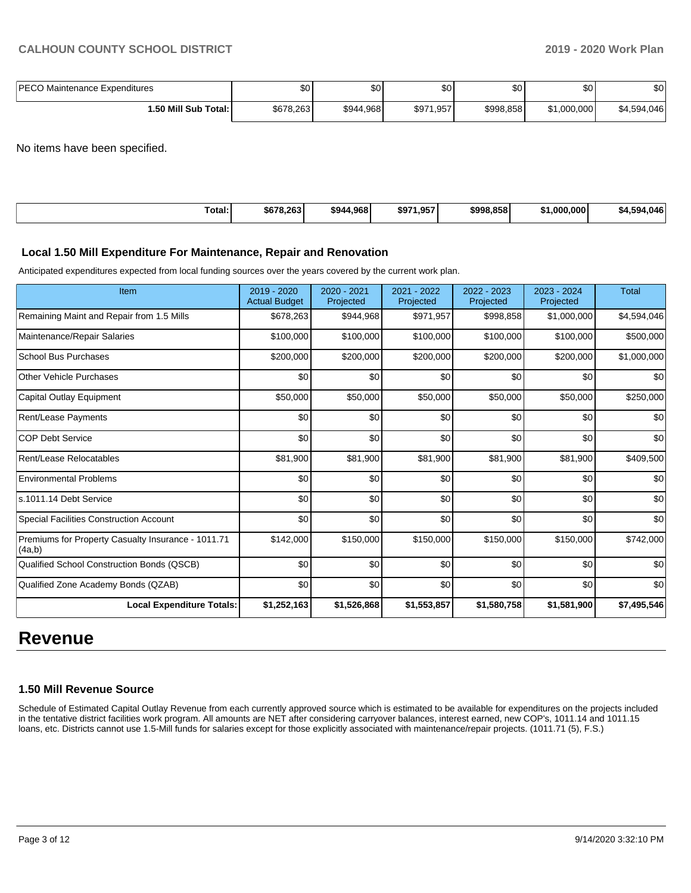| PECO Maintenance Expenditures | $0 | $0 | $0 | $0 | $0 | $0 |
|---|---|---|---|---|---|---|
| **1.50 Mill Sub Total:** | $678,263 | $944,968 | $971,957 | $998,858 | $1,000,000 | $4,594,046 |

No items have been specified.

| **Total:** | **$678,263** | **$944,968** | **$971,957** | **$998,858** | **$1,000,000** | **$4,594,046** |
|---|---|---|---|---|---|---|

### Local 1.50 Mill Expenditure For Maintenance, Repair and Renovation

Anticipated expenditures expected from local funding sources over the years covered by the current work plan.

| Item | 2019 - 2020 Actual Budget | 2020 - 2021 Projected | 2021 - 2022 Projected | 2022 - 2023 Projected | 2023 - 2024 Projected | Total |
|---|---|---|---|---|---|---|
| Remaining Maint and Repair from 1.5 Mills | $678,263 | $944,968 | $971,957 | $998,858 | $1,000,000 | $4,594,046 |
| Maintenance/Repair Salaries | $100,000 | $100,000 | $100,000 | $100,000 | $100,000 | $500,000 |
| School Bus Purchases | $200,000 | $200,000 | $200,000 | $200,000 | $200,000 | $1,000,000 |
| Other Vehicle Purchases | $0 | $0 | $0 | $0 | $0 | $0 |
| Capital Outlay Equipment | $50,000 | $50,000 | $50,000 | $50,000 | $50,000 | $250,000 |
| Rent/Lease Payments | $0 | $0 | $0 | $0 | $0 | $0 |
| COP Debt Service | $0 | $0 | $0 | $0 | $0 | $0 |
| Rent/Lease Relocatables | $81,900 | $81,900 | $81,900 | $81,900 | $81,900 | $409,500 |
| Environmental Problems | $0 | $0 | $0 | $0 | $0 | $0 |
| s.1011.14 Debt Service | $0 | $0 | $0 | $0 | $0 | $0 |
| Special Facilities Construction Account | $0 | $0 | $0 | $0 | $0 | $0 |
| Premiums for Property Casualty Insurance - 1011.71 (4a,b) | $142,000 | $150,000 | $150,000 | $150,000 | $150,000 | $742,000 |
| Qualified School Construction Bonds (QSCB) | $0 | $0 | $0 | $0 | $0 | $0 |
| Qualified Zone Academy Bonds (QZAB) | $0 | $0 | $0 | $0 | $0 | $0 |
| **Local Expenditure Totals:** | **$1,252,163** | **$1,526,868** | **$1,553,857** | **$1,580,758** | **$1,581,900** | **$7,495,546** |

# Revenue

### 1.50 Mill Revenue Source

Schedule of Estimated Capital Outlay Revenue from each currently approved source which is estimated to be available for expenditures on the projects included in the tentative district facilities work program. All amounts are NET after considering carryover balances, interest earned, new COP's, 1011.14 and 1011.15 loans, etc. Districts cannot use 1.5-Mill funds for salaries except for those explicitly associated with maintenance/repair projects. (1011.71 (5), F.S.)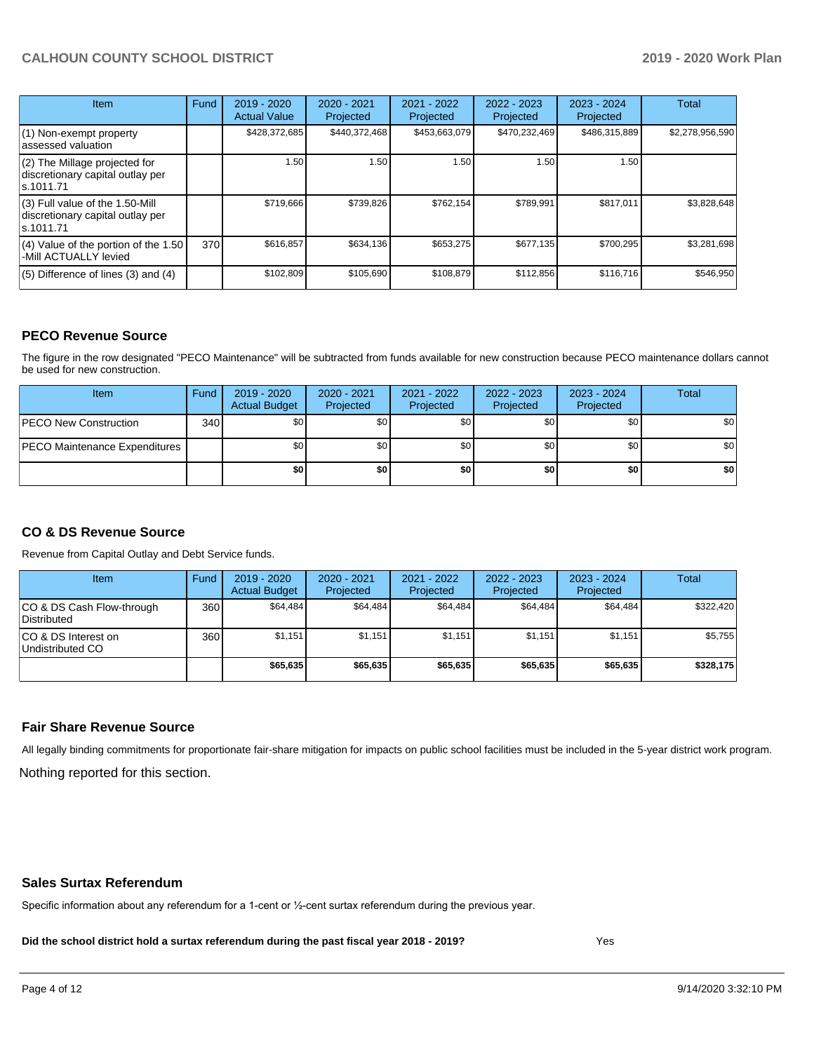| Item | Fund | 2019 - 2020 Actual Value | 2020 - 2021 Projected | 2021 - 2022 Projected | 2022 - 2023 Projected | 2023 - 2024 Projected | Total |
|---|---|---|---|---|---|---|---|
| (1) Non-exempt property assessed valuation | | $428,372,685 | $440,372,468 | $453,663,079 | $470,232,469 | $486,315,889 | $2,278,956,590 |
| (2) The Millage projected for discretionary capital outlay per s.1011.71 | | 1.50 | 1.50 | 1.50 | 1.50 | 1.50 | |
| (3) Full value of the 1.50-Mill discretionary capital outlay per s.1011.71 | | $719,666 | $739,826 | $762,154 | $789,991 | $817,011 | $3,828,648 |
| (4) Value of the portion of the 1.50 -Mill ACTUALLY levied | 370 | $616,857 | $634,136 | $653,275 | $677,135 | $700,295 | $3,281,698 |
| (5) Difference of lines (3) and (4) | | $102,809 | $105,690 | $108,879 | $112,856 | $116,716 | $546,950 |

## PECO Revenue Source

The figure in the row designated "PECO Maintenance" will be subtracted from funds available for new construction because PECO maintenance dollars cannot be used for new construction.

| Item | Fund | 2019 - 2020 Actual Budget | 2020 - 2021 Projected | 2021 - 2022 Projected | 2022 - 2023 Projected | 2023 - 2024 Projected | Total |
|---|---|---|---|---|---|---|---|
| PECO New Construction | 340 | $0 | $0 | $0 | $0 | $0 | $0 |
| PECO Maintenance Expenditures | | $0 | $0 | $0 | $0 | $0 | $0 |
| | | **$0** | **$0** | **$0** | **$0** | **$0** | **$0** |

## CO & DS Revenue Source

Revenue from Capital Outlay and Debt Service funds.

| Item | Fund | 2019 - 2020 Actual Budget | 2020 - 2021 Projected | 2021 - 2022 Projected | 2022 - 2023 Projected | 2023 - 2024 Projected | Total |
|---|---|---|---|---|---|---|---|
| CO & DS Cash Flow-through Distributed | 360 | $64,484 | $64,484 | $64,484 | $64,484 | $64,484 | $322,420 |
| CO & DS Interest on Undistributed CO | 360 | $1,151 | $1,151 | $1,151 | $1,151 | $1,151 | $5,755 |
| | | **$65,635** | **$65,635** | **$65,635** | **$65,635** | **$65,635** | **$328,175** |

## Fair Share Revenue Source

All legally binding commitments for proportionate fair-share mitigation for impacts on public school facilities must be included in the 5-year district work program.

Nothing reported for this section.

## Sales Surtax Referendum

Specific information about any referendum for a 1-cent or ½-cent surtax referendum during the previous year.

**Did the school district hold a surtax referendum during the past fiscal year 2018 - 2019?** Yes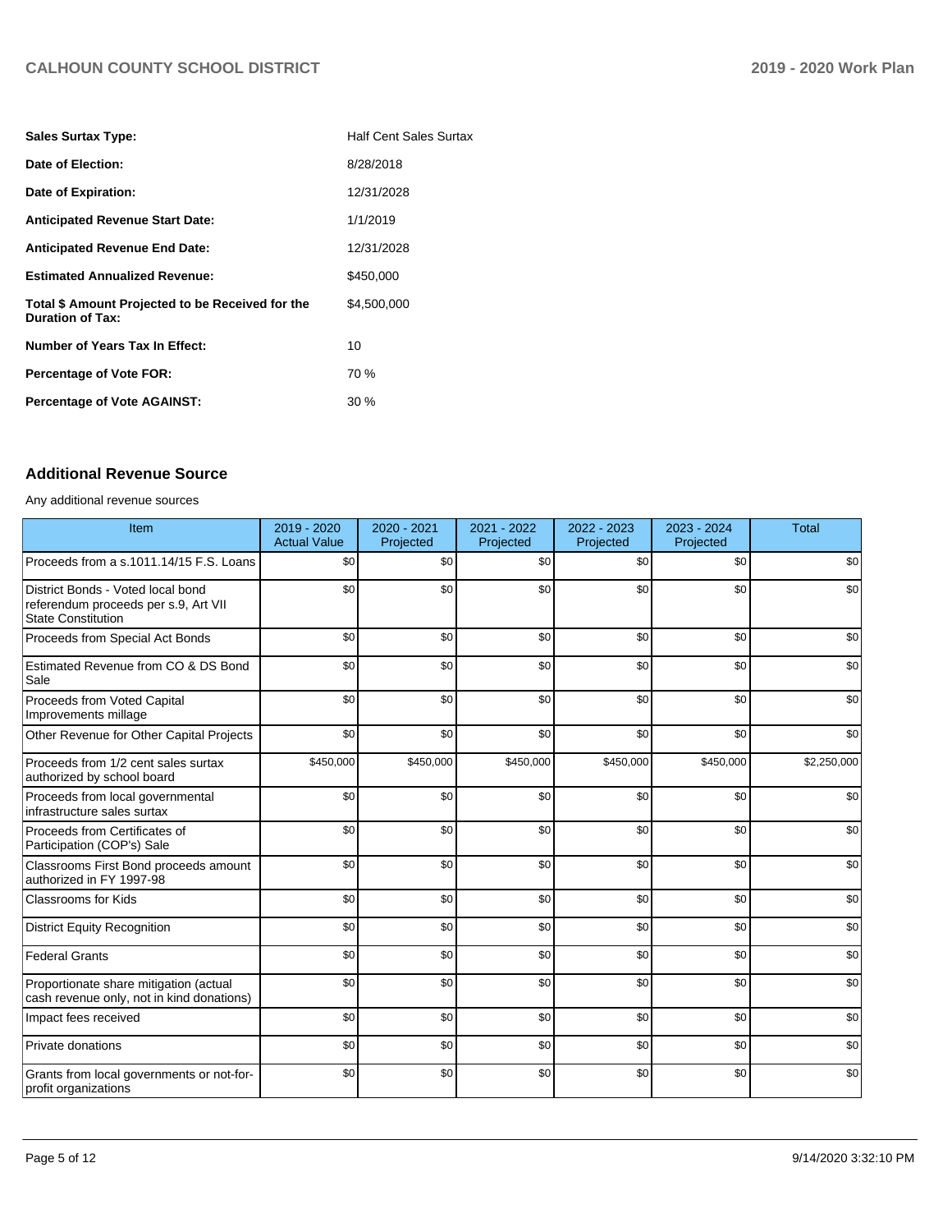| | |
|---|---|
| **Sales Surtax Type:** | Half Cent Sales Surtax |
| **Date of Election:** | 8/28/2018 |
| **Date of Expiration:** | 12/31/2028 |
| **Anticipated Revenue Start Date:** | 1/1/2019 |
| **Anticipated Revenue End Date:** | 12/31/2028 |
| **Estimated Annualized Revenue:** | $450,000 |
| **Total $ Amount Projected to be Received for the Duration of Tax:** | $4,500,000 |
| **Number of Years Tax In Effect:** | 10 |
| **Percentage of Vote FOR:** | 70 % |
| **Percentage of Vote AGAINST:** | 30 % |

## Additional Revenue Source

Any additional revenue sources

| Item | 2019 - 2020 Actual Value | 2020 - 2021 Projected | 2021 - 2022 Projected | 2022 - 2023 Projected | 2023 - 2024 Projected | Total |
|---|---|---|---|---|---|---|
| Proceeds from a s.1011.14/15 F.S. Loans | $0 | $0 | $0 | $0 | $0 | $0 |
| District Bonds - Voted local bond referendum proceeds per s.9, Art VII State Constitution | $0 | $0 | $0 | $0 | $0 | $0 |
| Proceeds from Special Act Bonds | $0 | $0 | $0 | $0 | $0 | $0 |
| Estimated Revenue from CO & DS Bond Sale | $0 | $0 | $0 | $0 | $0 | $0 |
| Proceeds from Voted Capital Improvements millage | $0 | $0 | $0 | $0 | $0 | $0 |
| Other Revenue for Other Capital Projects | $0 | $0 | $0 | $0 | $0 | $0 |
| Proceeds from 1/2 cent sales surtax authorized by school board | $450,000 | $450,000 | $450,000 | $450,000 | $450,000 | $2,250,000 |
| Proceeds from local governmental infrastructure sales surtax | $0 | $0 | $0 | $0 | $0 | $0 |
| Proceeds from Certificates of Participation (COP's) Sale | $0 | $0 | $0 | $0 | $0 | $0 |
| Classrooms First Bond proceeds amount authorized in FY 1997-98 | $0 | $0 | $0 | $0 | $0 | $0 |
| Classrooms for Kids | $0 | $0 | $0 | $0 | $0 | $0 |
| District Equity Recognition | $0 | $0 | $0 | $0 | $0 | $0 |
| Federal Grants | $0 | $0 | $0 | $0 | $0 | $0 |
| Proportionate share mitigation (actual cash revenue only, not in kind donations) | $0 | $0 | $0 | $0 | $0 | $0 |
| Impact fees received | $0 | $0 | $0 | $0 | $0 | $0 |
| Private donations | $0 | $0 | $0 | $0 | $0 | $0 |
| Grants from local governments or not-for-profit organizations | $0 | $0 | $0 | $0 | $0 | $0 |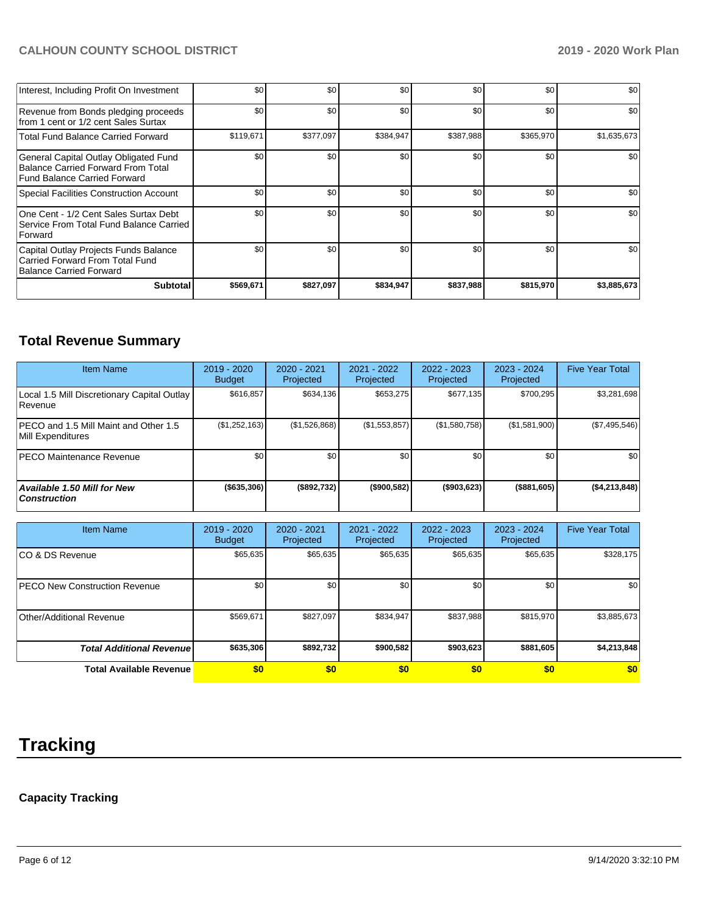| | | | | | | |
|---|---|---|---|---|---|---|
| Interest, Including Profit On Investment | $0 | $0 | $0 | $0 | $0 | $0 |
| Revenue from Bonds pledging proceeds from 1 cent or 1/2 cent Sales Surtax | $0 | $0 | $0 | $0 | $0 | $0 |
| Total Fund Balance Carried Forward | $119,671 | $377,097 | $384,947 | $387,988 | $365,970 | $1,635,673 |
| General Capital Outlay Obligated Fund Balance Carried Forward From Total Fund Balance Carried Forward | $0 | $0 | $0 | $0 | $0 | $0 |
| Special Facilities Construction Account | $0 | $0 | $0 | $0 | $0 | $0 |
| One Cent - 1/2 Cent Sales Surtax Debt Service From Total Fund Balance Carried Forward | $0 | $0 | $0 | $0 | $0 | $0 |
| Capital Outlay Projects Funds Balance Carried Forward From Total Fund Balance Carried Forward | $0 | $0 | $0 | $0 | $0 | $0 |
| **Subtotal** | **$569,671** | **$827,097** | **$834,947** | **$837,988** | **$815,970** | **$3,885,673** |

## Total Revenue Summary

| Item Name | 2019 - 2020 Budget | 2020 - 2021 Projected | 2021 - 2022 Projected | 2022 - 2023 Projected | 2023 - 2024 Projected | Five Year Total |
|---|---|---|---|---|---|---|
| Local 1.5 Mill Discretionary Capital Outlay Revenue | $616,857 | $634,136 | $653,275 | $677,135 | $700,295 | $3,281,698 |
| PECO and 1.5 Mill Maint and Other 1.5 Mill Expenditures | ($1,252,163) | ($1,526,868) | ($1,553,857) | ($1,580,758) | ($1,581,900) | ($7,495,546) |
| PECO Maintenance Revenue | $0 | $0 | $0 | $0 | $0 | $0 |
| ***Available 1.50 Mill for New Construction*** | **($635,306)** | **($892,732)** | **($900,582)** | **($903,623)** | **($881,605)** | **($4,213,848)** |

| Item Name | 2019 - 2020 Budget | 2020 - 2021 Projected | 2021 - 2022 Projected | 2022 - 2023 Projected | 2023 - 2024 Projected | Five Year Total |
|---|---|---|---|---|---|---|
| CO & DS Revenue | $65,635 | $65,635 | $65,635 | $65,635 | $65,635 | $328,175 |
| PECO New Construction Revenue | $0 | $0 | $0 | $0 | $0 | $0 |
| Other/Additional Revenue | $569,671 | $827,097 | $834,947 | $837,988 | $815,970 | $3,885,673 |
| ***Total Additional Revenue*** | **$635,306** | **$892,732** | **$900,582** | **$903,623** | **$881,605** | **$4,213,848** |
| **Total Available Revenue** | **$0** | **$0** | **$0** | **$0** | **$0** | **$0** |

# Tracking

### Capacity Tracking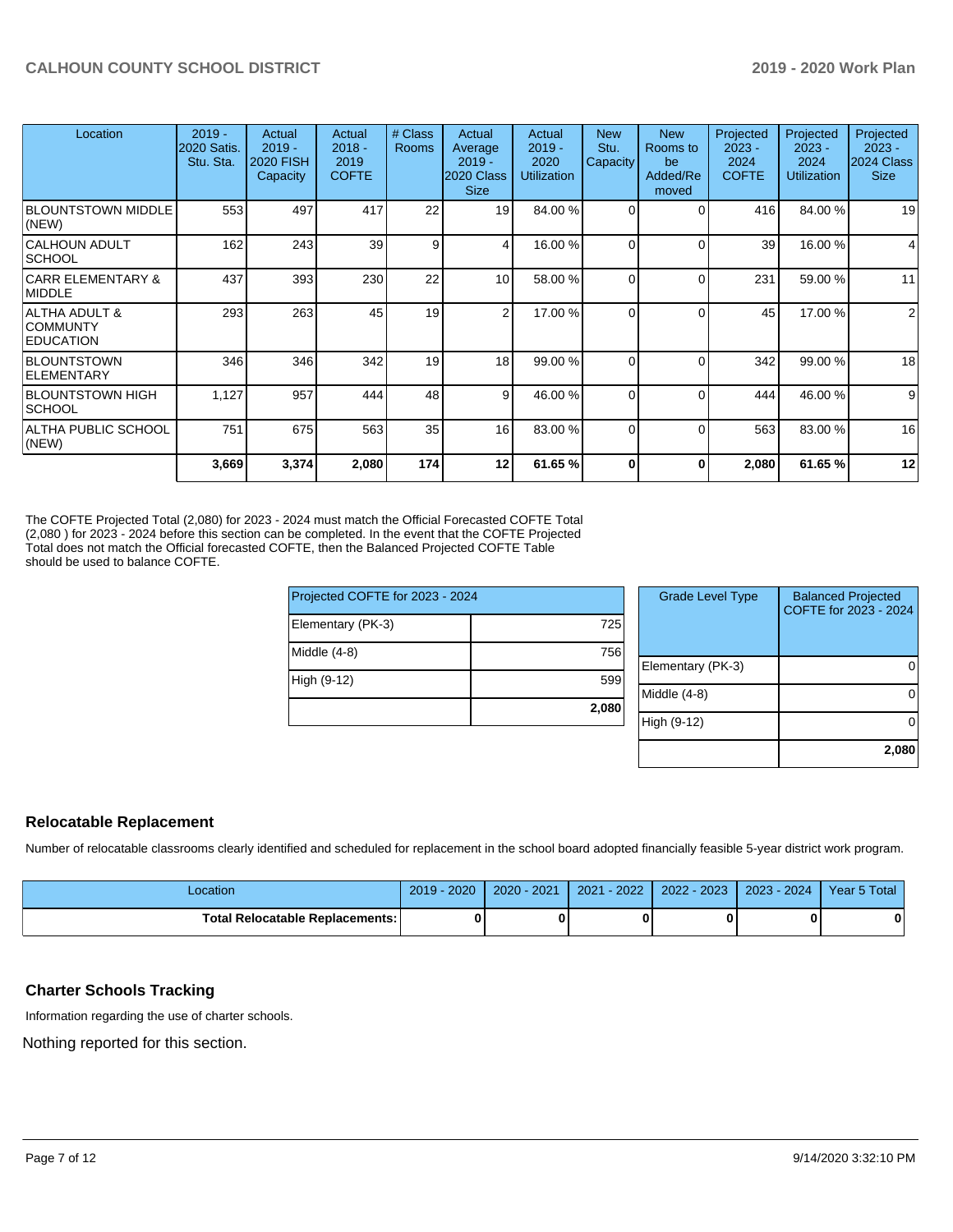| Location | 2019 - 2020 Satis. Stu. Sta. | Actual 2019 - 2020 FISH Capacity | Actual 2018 - 2019 COFTE | # Class Rooms | Actual Average 2019 - 2020 Class Size | Actual 2019 - 2020 Utilization | New Stu. Capacity | New Rooms to be Added/Removed | Projected 2023 - 2024 COFTE | Projected 2023 - 2024 Utilization | Projected 2023 - 2024 Class Size |
|---|---|---|---|---|---|---|---|---|---|---|---|
| BLOUNTSTOWN MIDDLE (NEW) | 553 | 497 | 417 | 22 | 19 | 84.00 % | 0 | 0 | 416 | 84.00 % | 19 |
| CALHOUN ADULT SCHOOL | 162 | 243 | 39 | 9 | 4 | 16.00 % | 0 | 0 | 39 | 16.00 % | 4 |
| CARR ELEMENTARY & MIDDLE | 437 | 393 | 230 | 22 | 10 | 58.00 % | 0 | 0 | 231 | 59.00 % | 11 |
| ALTHA ADULT & COMMUNTY EDUCATION | 293 | 263 | 45 | 19 | 2 | 17.00 % | 0 | 0 | 45 | 17.00 % | 2 |
| BLOUNTSTOWN ELEMENTARY | 346 | 346 | 342 | 19 | 18 | 99.00 % | 0 | 0 | 342 | 99.00 % | 18 |
| BLOUNTSTOWN HIGH SCHOOL | 1,127 | 957 | 444 | 48 | 9 | 46.00 % | 0 | 0 | 444 | 46.00 % | 9 |
| ALTHA PUBLIC SCHOOL (NEW) | 751 | 675 | 563 | 35 | 16 | 83.00 % | 0 | 0 | 563 | 83.00 % | 16 |
| | **3,669** | **3,374** | **2,080** | **174** | **12** | **61.65 %** | **0** | **0** | **2,080** | **61.65 %** | **12** |

The COFTE Projected Total (2,080) for 2023 - 2024 must match the Official Forecasted COFTE Total (2,080 ) for 2023 - 2024 before this section can be completed. In the event that the COFTE Projected Total does not match the Official forecasted COFTE, then the Balanced Projected COFTE Table should be used to balance COFTE.

| Projected COFTE for 2023 - 2024 | |
|---|---|
| Elementary (PK-3) | 725 |
| Middle (4-8) | 756 |
| High (9-12) | 599 |
| | **2,080** |

| Grade Level Type | Balanced Projected COFTE for 2023 - 2024 |
|---|---|
| Elementary (PK-3) | 0 |
| Middle (4-8) | 0 |
| High (9-12) | 0 |
| | **2,080** |

## Relocatable Replacement

Number of relocatable classrooms clearly identified and scheduled for replacement in the school board adopted financially feasible 5-year district work program.

| Location | 2019 - 2020 | 2020 - 2021 | 2021 - 2022 | 2022 - 2023 | 2023 - 2024 | Year 5 Total |
|---|---|---|---|---|---|---|
| **Total Relocatable Replacements:** | **0** | **0** | **0** | **0** | **0** | **0** |

## Charter Schools Tracking

Information regarding the use of charter schools.

Nothing reported for this section.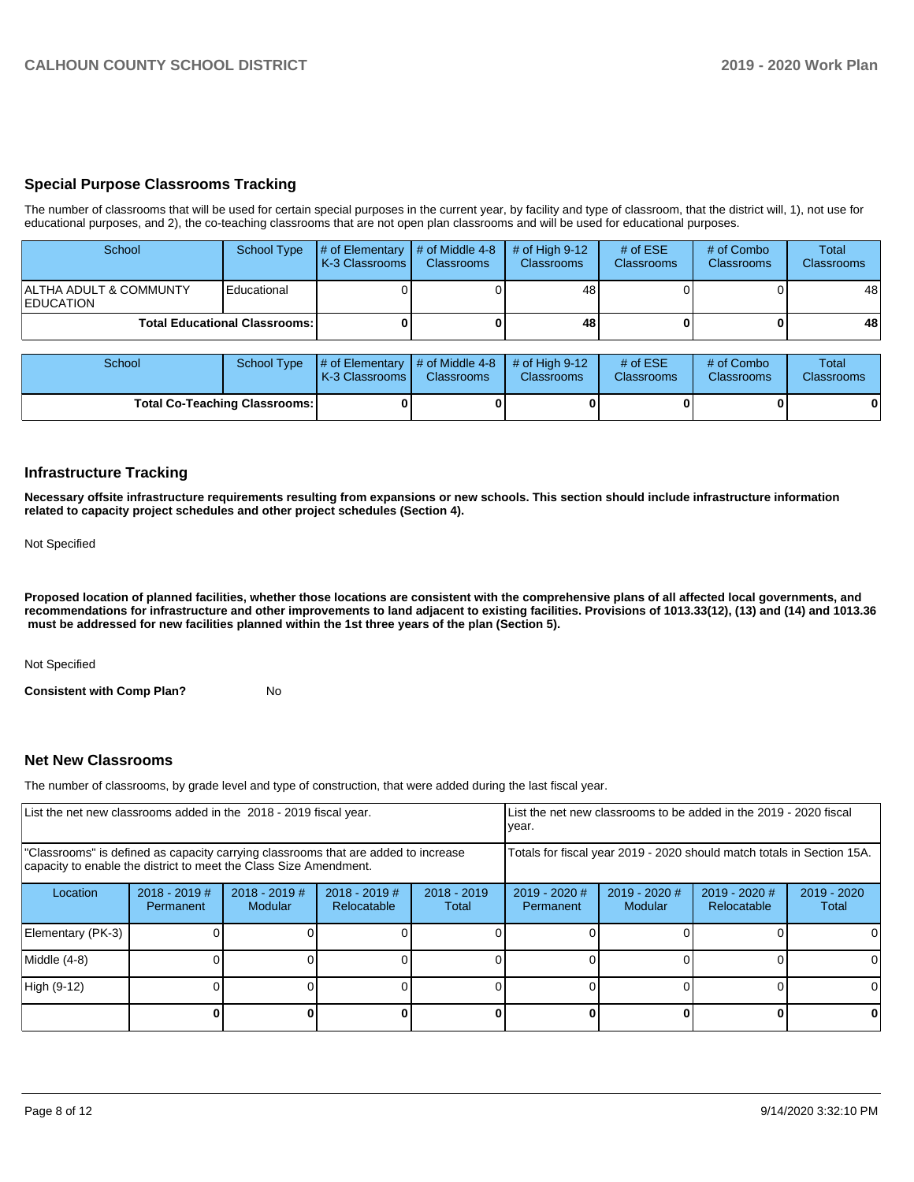## Special Purpose Classrooms Tracking

The number of classrooms that will be used for certain special purposes in the current year, by facility and type of classroom, that the district will, 1), not use for educational purposes, and 2), the co-teaching classrooms that are not open plan classrooms and will be used for educational purposes.

| School | School Type | # of Elementary K-3 Classrooms | # of Middle 4-8 Classrooms | # of High 9-12 Classrooms | # of ESE Classrooms | # of Combo Classrooms | Total Classrooms |
|---|---|---|---|---|---|---|---|
| ALTHA ADULT & COMMUNTY EDUCATION | Educational | 0 | 0 | 48 | 0 | 0 | 48 |
| **Total Educational Classrooms:** | | **0** | **0** | **48** | **0** | **0** | **48** |

| School | School Type | # of Elementary K-3 Classrooms | # of Middle 4-8 Classrooms | # of High 9-12 Classrooms | # of ESE Classrooms | # of Combo Classrooms | Total Classrooms |
|---|---|---|---|---|---|---|---|
| **Total Co-Teaching Classrooms:** | | **0** | **0** | **0** | **0** | **0** | **0** |

## Infrastructure Tracking

**Necessary offsite infrastructure requirements resulting from expansions or new schools. This section should include infrastructure information related to capacity project schedules and other project schedules (Section 4).**

Not Specified

**Proposed location of planned facilities, whether those locations are consistent with the comprehensive plans of all affected local governments, and recommendations for infrastructure and other improvements to land adjacent to existing facilities. Provisions of 1013.33(12), (13) and (14) and 1013.36 must be addressed for new facilities planned within the 1st three years of the plan (Section 5).**

Not Specified

**Consistent with Comp Plan?** No

## Net New Classrooms

The number of classrooms, by grade level and type of construction, that were added during the last fiscal year.

| List the net new classrooms added in the 2018 - 2019 fiscal year. | | | | | List the net new classrooms to be added in the 2019 - 2020 fiscal year. | | | |
|---|---|---|---|---|---|---|---|---|
| "Classrooms" is defined as capacity carrying classrooms that are added to increase capacity to enable the district to meet the Class Size Amendment. | | | | | Totals for fiscal year 2019 - 2020 should match totals in Section 15A. | | | |
| Location | 2018 - 2019 # Permanent | 2018 - 2019 # Modular | 2018 - 2019 # Relocatable | 2018 - 2019 Total | 2019 - 2020 # Permanent | 2019 - 2020 # Modular | 2019 - 2020 # Relocatable | 2019 - 2020 Total |
| Elementary (PK-3) | 0 | 0 | 0 | 0 | 0 | 0 | 0 | 0 |
| Middle (4-8) | 0 | 0 | 0 | 0 | 0 | 0 | 0 | 0 |
| High (9-12) | 0 | 0 | 0 | 0 | 0 | 0 | 0 | 0 |
| | **0** | **0** | **0** | **0** | **0** | **0** | **0** | **0** |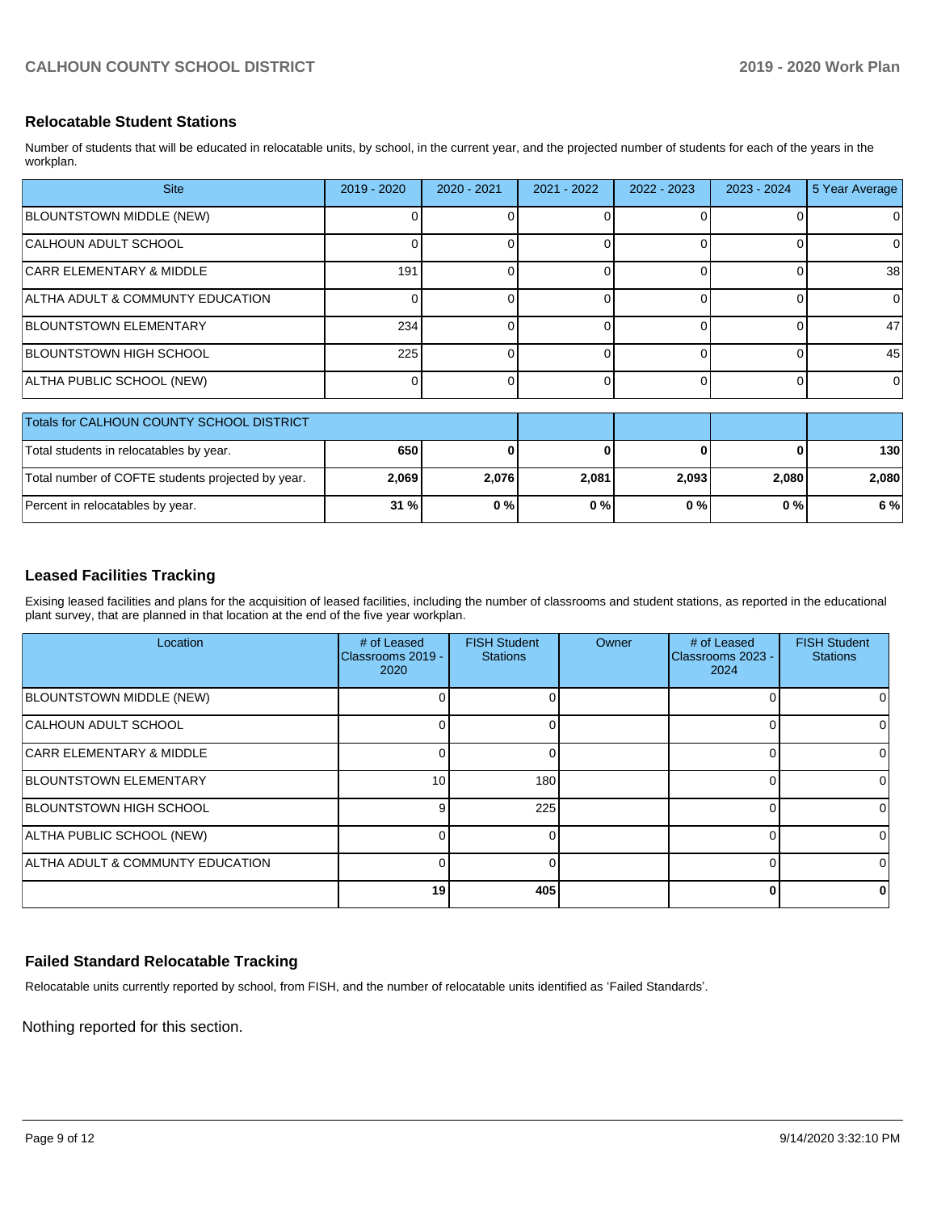## Relocatable Student Stations

Number of students that will be educated in relocatable units, by school, in the current year, and the projected number of students for each of the years in the workplan.

| Site | 2019 - 2020 | 2020 - 2021 | 2021 - 2022 | 2022 - 2023 | 2023 - 2024 | 5 Year Average |
|---|---|---|---|---|---|---|
| BLOUNTSTOWN MIDDLE (NEW) | 0 | 0 | 0 | 0 | 0 | 0 |
| CALHOUN ADULT SCHOOL | 0 | 0 | 0 | 0 | 0 | 0 |
| CARR ELEMENTARY & MIDDLE | 191 | 0 | 0 | 0 | 0 | 38 |
| ALTHA ADULT & COMMUNTY EDUCATION | 0 | 0 | 0 | 0 | 0 | 0 |
| BLOUNTSTOWN ELEMENTARY | 234 | 0 | 0 | 0 | 0 | 47 |
| BLOUNTSTOWN HIGH SCHOOL | 225 | 0 | 0 | 0 | 0 | 45 |
| ALTHA PUBLIC SCHOOL (NEW) | 0 | 0 | 0 | 0 | 0 | 0 |

| Totals for CALHOUN COUNTY SCHOOL DISTRICT | | | | | | |
|---|---|---|---|---|---|---|
| Total students in relocatables by year. | **650** | **0** | **0** | **0** | **0** | **130** |
| Total number of COFTE students projected by year. | **2,069** | **2,076** | **2,081** | **2,093** | **2,080** | **2,080** |
| Percent in relocatables by year. | **31 %** | **0 %** | **0 %** | **0 %** | **0 %** | **6 %** |

## Leased Facilities Tracking

Exising leased facilities and plans for the acquisition of leased facilities, including the number of classrooms and student stations, as reported in the educational plant survey, that are planned in that location at the end of the five year workplan.

| Location | # of Leased Classrooms 2019 - 2020 | FISH Student Stations | Owner | # of Leased Classrooms 2023 - 2024 | FISH Student Stations |
|---|---|---|---|---|---|
| BLOUNTSTOWN MIDDLE (NEW) | 0 | 0 | | 0 | 0 |
| CALHOUN ADULT SCHOOL | 0 | 0 | | 0 | 0 |
| CARR ELEMENTARY & MIDDLE | 0 | 0 | | 0 | 0 |
| BLOUNTSTOWN ELEMENTARY | 10 | 180 | | 0 | 0 |
| BLOUNTSTOWN HIGH SCHOOL | 9 | 225 | | 0 | 0 |
| ALTHA PUBLIC SCHOOL (NEW) | 0 | 0 | | 0 | 0 |
| ALTHA ADULT & COMMUNTY EDUCATION | 0 | 0 | | 0 | 0 |
| | **19** | **405** | | **0** | **0** |

## Failed Standard Relocatable Tracking

Relocatable units currently reported by school, from FISH, and the number of relocatable units identified as 'Failed Standards'.

Nothing reported for this section.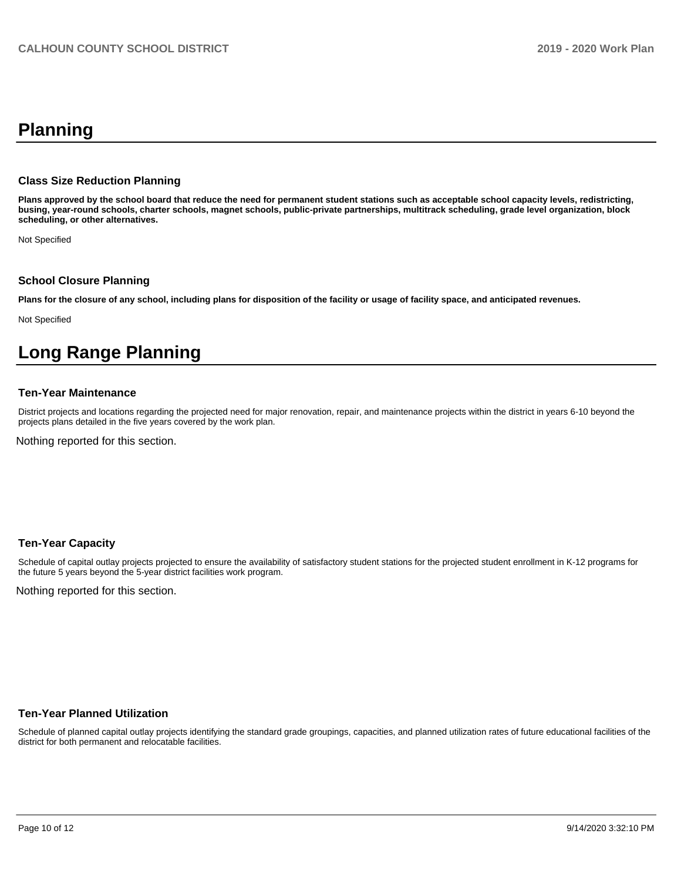# Planning

### Class Size Reduction Planning

**Plans approved by the school board that reduce the need for permanent student stations such as acceptable school capacity levels, redistricting, busing, year-round schools, charter schools, magnet schools, public-private partnerships, multitrack scheduling, grade level organization, block scheduling, or other alternatives.**

Not Specified

### School Closure Planning

**Plans for the closure of any school, including plans for disposition of the facility or usage of facility space, and anticipated revenues.**

Not Specified

# Long Range Planning

### Ten-Year Maintenance

District projects and locations regarding the projected need for major renovation, repair, and maintenance projects within the district in years 6-10 beyond the projects plans detailed in the five years covered by the work plan.

Nothing reported for this section.

### Ten-Year Capacity

Schedule of capital outlay projects projected to ensure the availability of satisfactory student stations for the projected student enrollment in K-12 programs for the future 5 years beyond the 5-year district facilities work program.

Nothing reported for this section.

### Ten-Year Planned Utilization

Schedule of planned capital outlay projects identifying the standard grade groupings, capacities, and planned utilization rates of future educational facilities of the district for both permanent and relocatable facilities.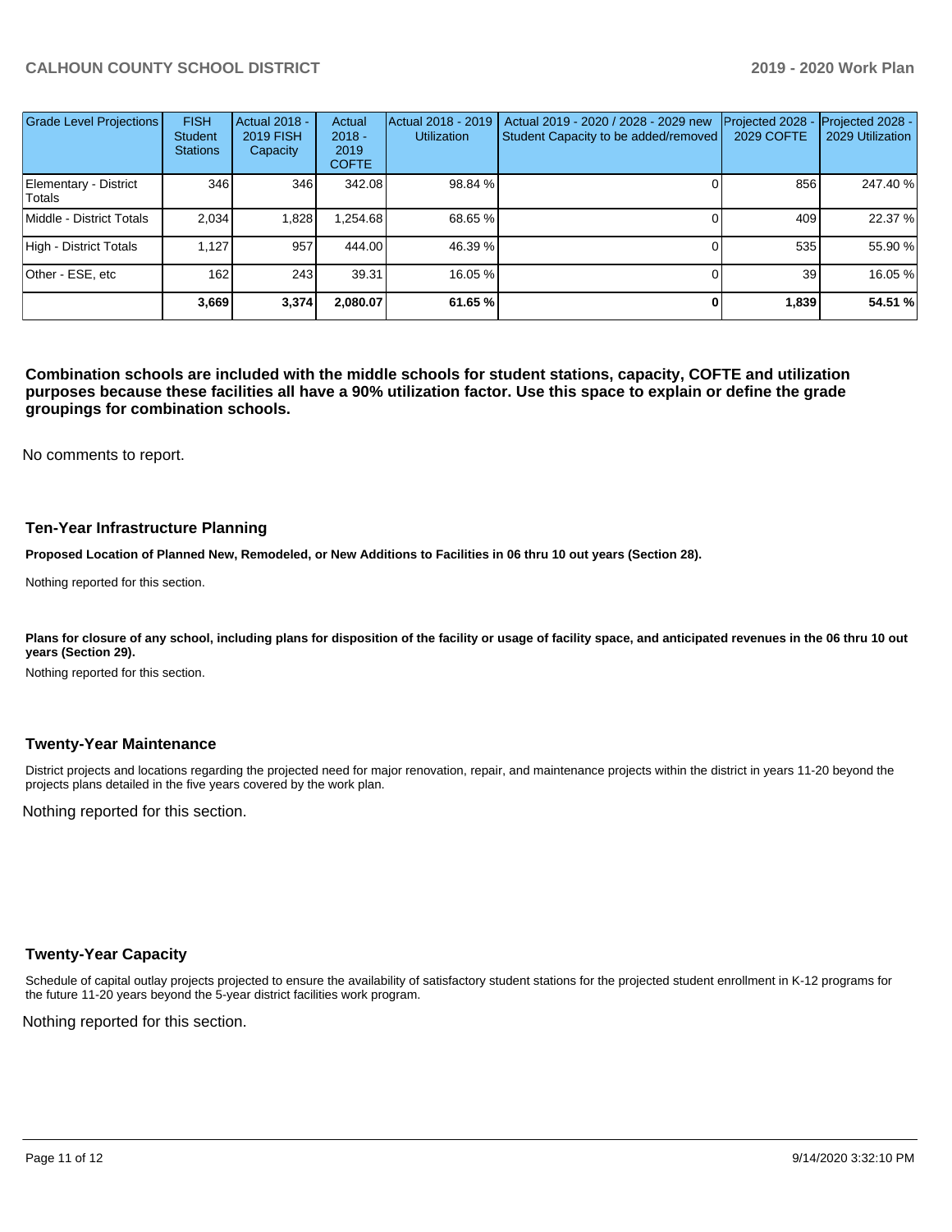| Grade Level Projections | FISH Student Stations | Actual 2018 - 2019 FISH Capacity | Actual 2018 - 2019 COFTE | Actual 2018 - 2019 Utilization | Actual 2019 - 2020 / 2028 - 2029 new Student Capacity to be added/removed | Projected 2028 - 2029 COFTE | Projected 2028 - 2029 Utilization |
|---|---|---|---|---|---|---|---|
| Elementary - District Totals | 346 | 346 | 342.08 | 98.84 % | 0 | 856 | 247.40 % |
| Middle - District Totals | 2,034 | 1,828 | 1,254.68 | 68.65 % | 0 | 409 | 22.37 % |
| High - District Totals | 1,127 | 957 | 444.00 | 46.39 % | 0 | 535 | 55.90 % |
| Other - ESE, etc | 162 | 243 | 39.31 | 16.05 % | 0 | 39 | 16.05 % |
| | **3,669** | **3,374** | **2,080.07** | **61.65 %** | **0** | **1,839** | **54.51 %** |

**Combination schools are included with the middle schools for student stations, capacity, COFTE and utilization purposes because these facilities all have a 90% utilization factor. Use this space to explain or define the grade groupings for combination schools.**

No comments to report.

## Ten-Year Infrastructure Planning

**Proposed Location of Planned New, Remodeled, or New Additions to Facilities in 06 thru 10 out years (Section 28).**

Nothing reported for this section.

**Plans for closure of any school, including plans for disposition of the facility or usage of facility space, and anticipated revenues in the 06 thru 10 out years (Section 29).**

Nothing reported for this section.

## Twenty-Year Maintenance

District projects and locations regarding the projected need for major renovation, repair, and maintenance projects within the district in years 11-20 beyond the projects plans detailed in the five years covered by the work plan.

Nothing reported for this section.

## Twenty-Year Capacity

Schedule of capital outlay projects projected to ensure the availability of satisfactory student stations for the projected student enrollment in K-12 programs for the future 11-20 years beyond the 5-year district facilities work program.

Nothing reported for this section.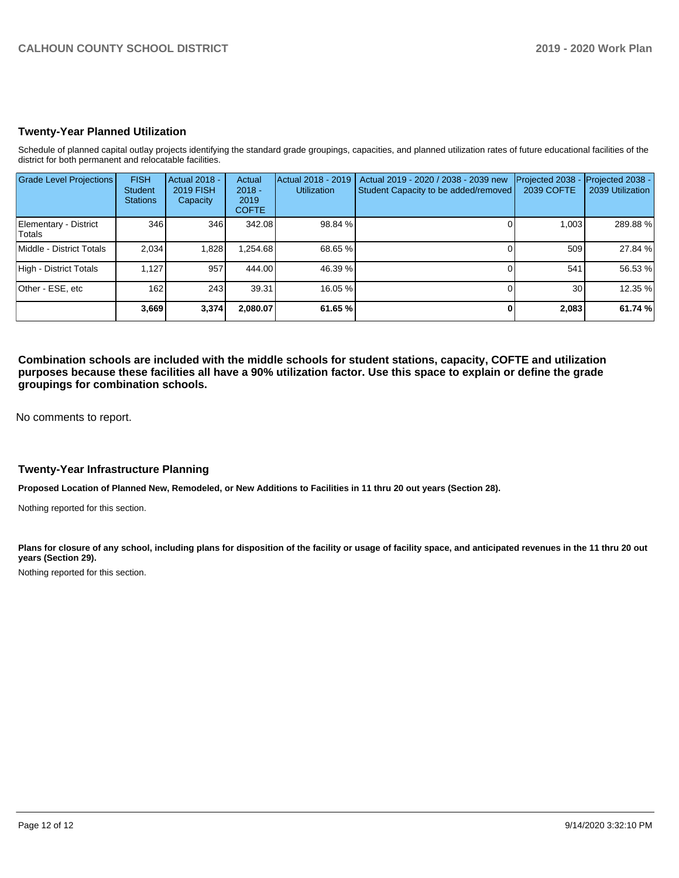## Twenty-Year Planned Utilization

Schedule of planned capital outlay projects identifying the standard grade groupings, capacities, and planned utilization rates of future educational facilities of the district for both permanent and relocatable facilities.

| Grade Level Projections | FISH Student Stations | Actual 2018 - 2019 FISH Capacity | Actual 2018 - 2019 COFTE | Actual 2018 - 2019 Utilization | Actual 2019 - 2020 / 2038 - 2039 new Student Capacity to be added/removed | Projected 2038 - 2039 COFTE | Projected 2038 - 2039 Utilization |
|---|---|---|---|---|---|---|---|
| Elementary - District Totals | 346 | 346 | 342.08 | 98.84 % | 0 | 1,003 | 289.88 % |
| Middle - District Totals | 2,034 | 1,828 | 1,254.68 | 68.65 % | 0 | 509 | 27.84 % |
| High - District Totals | 1,127 | 957 | 444.00 | 46.39 % | 0 | 541 | 56.53 % |
| Other - ESE, etc | 162 | 243 | 39.31 | 16.05 % | 0 | 30 | 12.35 % |
| | **3,669** | **3,374** | **2,080.07** | **61.65 %** | **0** | **2,083** | **61.74 %** |

**Combination schools are included with the middle schools for student stations, capacity, COFTE and utilization purposes because these facilities all have a 90% utilization factor. Use this space to explain or define the grade groupings for combination schools.**

No comments to report.

## Twenty-Year Infrastructure Planning

**Proposed Location of Planned New, Remodeled, or New Additions to Facilities in 11 thru 20 out years (Section 28).**

Nothing reported for this section.

**Plans for closure of any school, including plans for disposition of the facility or usage of facility space, and anticipated revenues in the 11 thru 20 out years (Section 29).**

Nothing reported for this section.